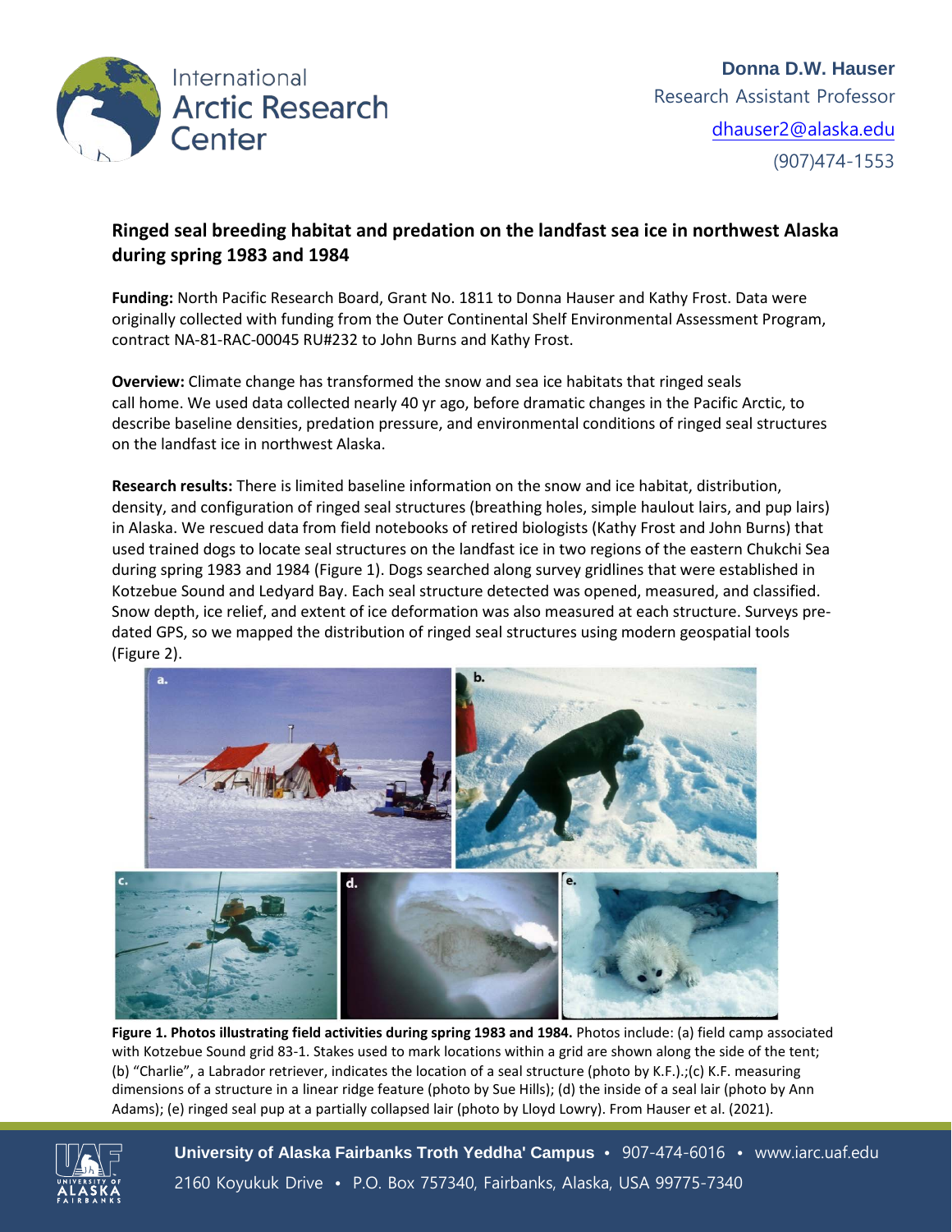International Arctic Research Center

**Donna D.W. Hauser**
Research Assistant Professor
dhauser2@alaska.edu
(907)474-1553

## Ringed seal breeding habitat and predation on the landfast sea ice in northwest Alaska during spring 1983 and 1984

**Funding:** North Pacific Research Board, Grant No. 1811 to Donna Hauser and Kathy Frost. Data were originally collected with funding from the Outer Continental Shelf Environmental Assessment Program, contract NA-81-RAC-00045 RU#232 to John Burns and Kathy Frost.

**Overview:** Climate change has transformed the snow and sea ice habitats that ringed seals call home. We used data collected nearly 40 yr ago, before dramatic changes in the Pacific Arctic, to describe baseline densities, predation pressure, and environmental conditions of ringed seal structures on the landfast ice in northwest Alaska.

**Research results:** There is limited baseline information on the snow and ice habitat, distribution, density, and configuration of ringed seal structures (breathing holes, simple haulout lairs, and pup lairs) in Alaska. We rescued data from field notebooks of retired biologists (Kathy Frost and John Burns) that used trained dogs to locate seal structures on the landfast ice in two regions of the eastern Chukchi Sea during spring 1983 and 1984 (Figure 1). Dogs searched along survey gridlines that were established in Kotzebue Sound and Ledyard Bay. Each seal structure detected was opened, measured, and classified. Snow depth, ice relief, and extent of ice deformation was also measured at each structure. Surveys pre-dated GPS, so we mapped the distribution of ringed seal structures using modern geospatial tools (Figure 2).

**Figure 1. Photos illustrating field activities during spring 1983 and 1984.** Photos include: (a) field camp associated with Kotzebue Sound grid 83-1. Stakes used to mark locations within a grid are shown along the side of the tent; (b) "Charlie", a Labrador retriever, indicates the location of a seal structure (photo by K.F.).;(c) K.F. measuring dimensions of a structure in a linear ridge feature (photo by Sue Hills); (d) the inside of a seal lair (photo by Ann Adams); (e) ringed seal pup at a partially collapsed lair (photo by Lloyd Lowry). From Hauser et al. (2021).

**University of Alaska Fairbanks Troth Yeddha' Campus** • 907-474-6016 • www.iarc.uaf.edu
2160 Koyukuk Drive • P.O. Box 757340, Fairbanks, Alaska, USA 99775-7340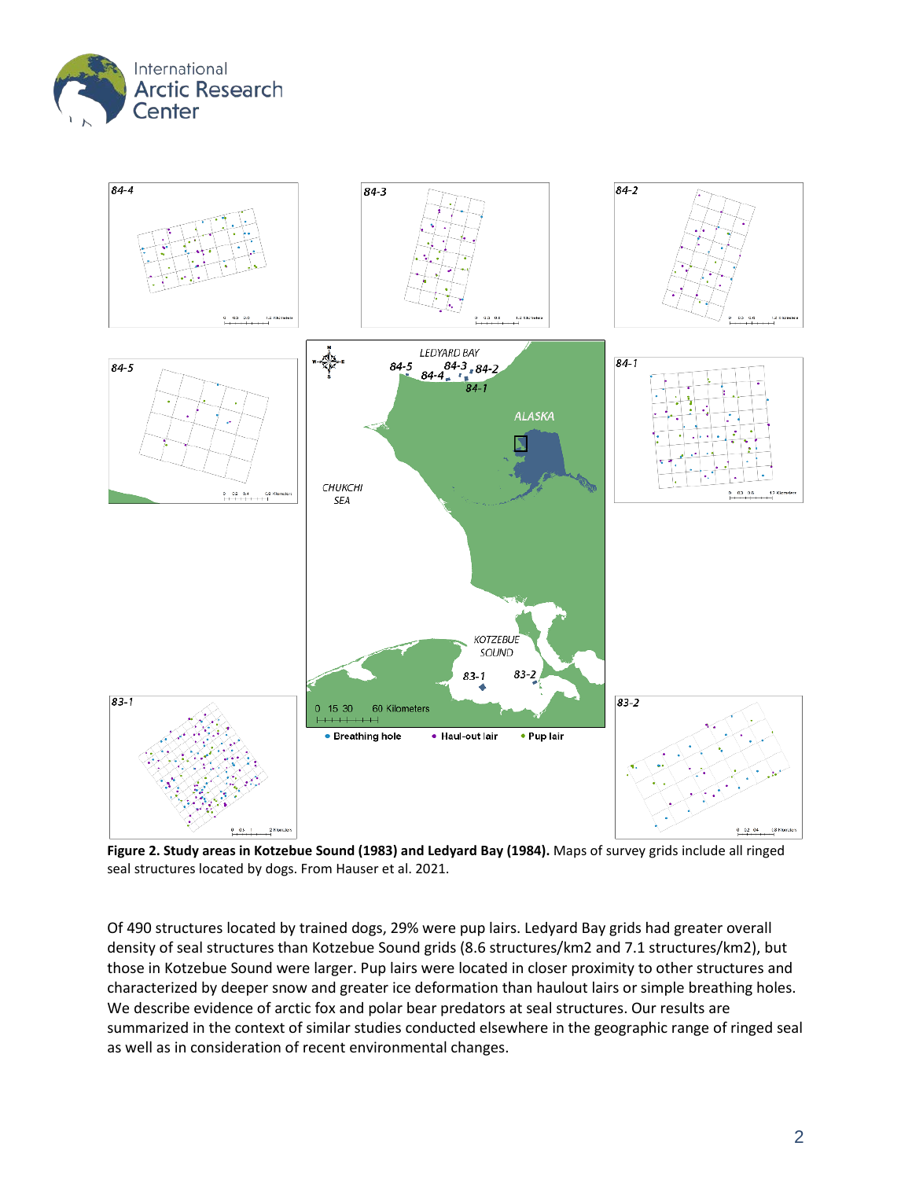**Figure 2. Study areas in Kotzebue Sound (1983) and Ledyard Bay (1984).** Maps of survey grids include all ringed seal structures located by dogs. From Hauser et al. 2021.

Of 490 structures located by trained dogs, 29% were pup lairs. Ledyard Bay grids had greater overall density of seal structures than Kotzebue Sound grids (8.6 structures/km2 and 7.1 structures/km2), but those in Kotzebue Sound were larger. Pup lairs were located in closer proximity to other structures and characterized by deeper snow and greater ice deformation than haulout lairs or simple breathing holes. We describe evidence of arctic fox and polar bear predators at seal structures. Our results are summarized in the context of similar studies conducted elsewhere in the geographic range of ringed seal as well as in consideration of recent environmental changes.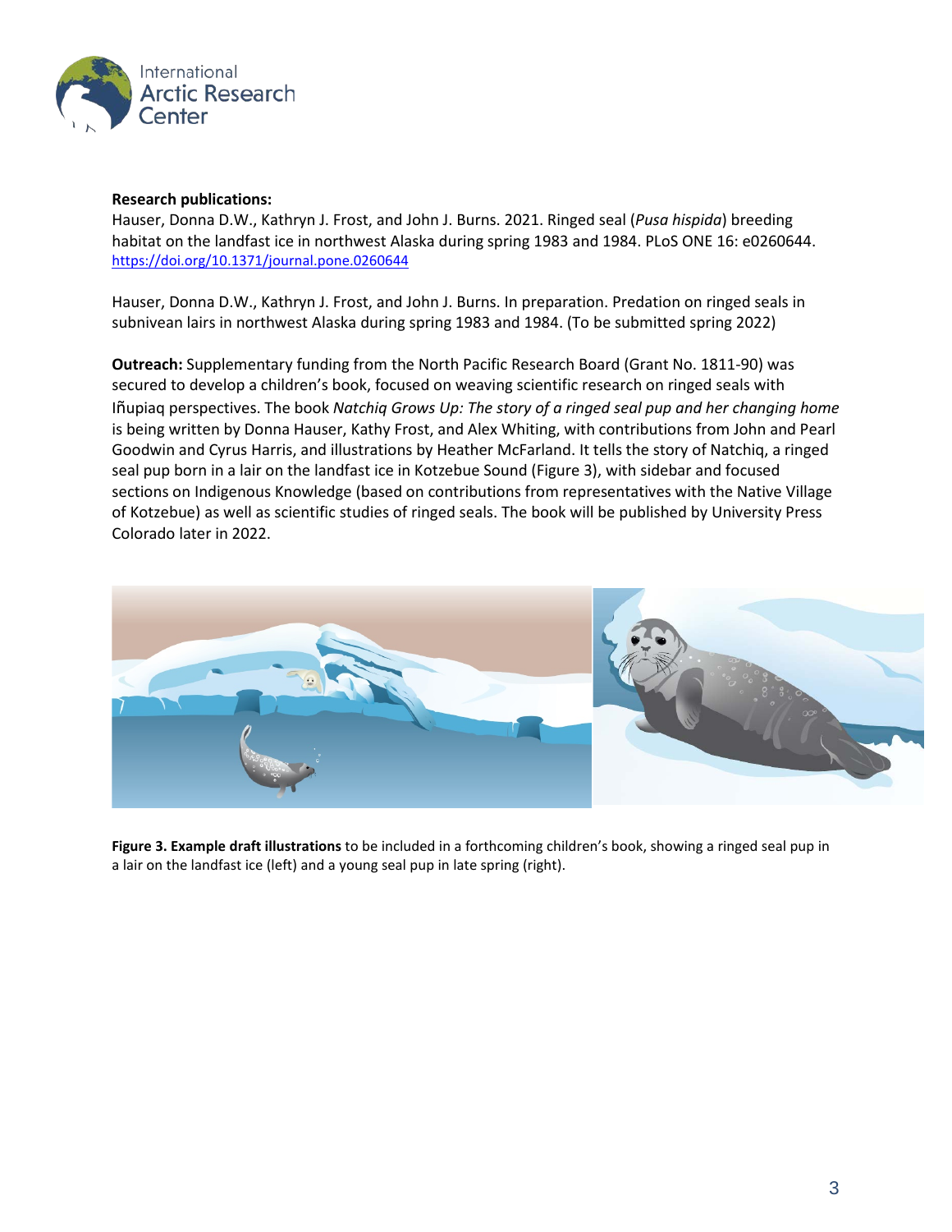**Research publications:**
Hauser, Donna D.W., Kathryn J. Frost, and John J. Burns. 2021. Ringed seal (*Pusa hispida*) breeding habitat on the landfast ice in northwest Alaska during spring 1983 and 1984. PLoS ONE 16: e0260644. https://doi.org/10.1371/journal.pone.0260644

Hauser, Donna D.W., Kathryn J. Frost, and John J. Burns. In preparation. Predation on ringed seals in subnivean lairs in northwest Alaska during spring 1983 and 1984. (To be submitted spring 2022)

**Outreach:** Supplementary funding from the North Pacific Research Board (Grant No. 1811-90) was secured to develop a children's book, focused on weaving scientific research on ringed seals with Iñupiaq perspectives. The book *Natchiq Grows Up: The story of a ringed seal pup and her changing home* is being written by Donna Hauser, Kathy Frost, and Alex Whiting, with contributions from John and Pearl Goodwin and Cyrus Harris, and illustrations by Heather McFarland. It tells the story of Natchiq, a ringed seal pup born in a lair on the landfast ice in Kotzebue Sound (Figure 3), with sidebar and focused sections on Indigenous Knowledge (based on contributions from representatives with the Native Village of Kotzebue) as well as scientific studies of ringed seals. The book will be published by University Press Colorado later in 2022.

**Figure 3. Example draft illustrations** to be included in a forthcoming children's book, showing a ringed seal pup in a lair on the landfast ice (left) and a young seal pup in late spring (right).